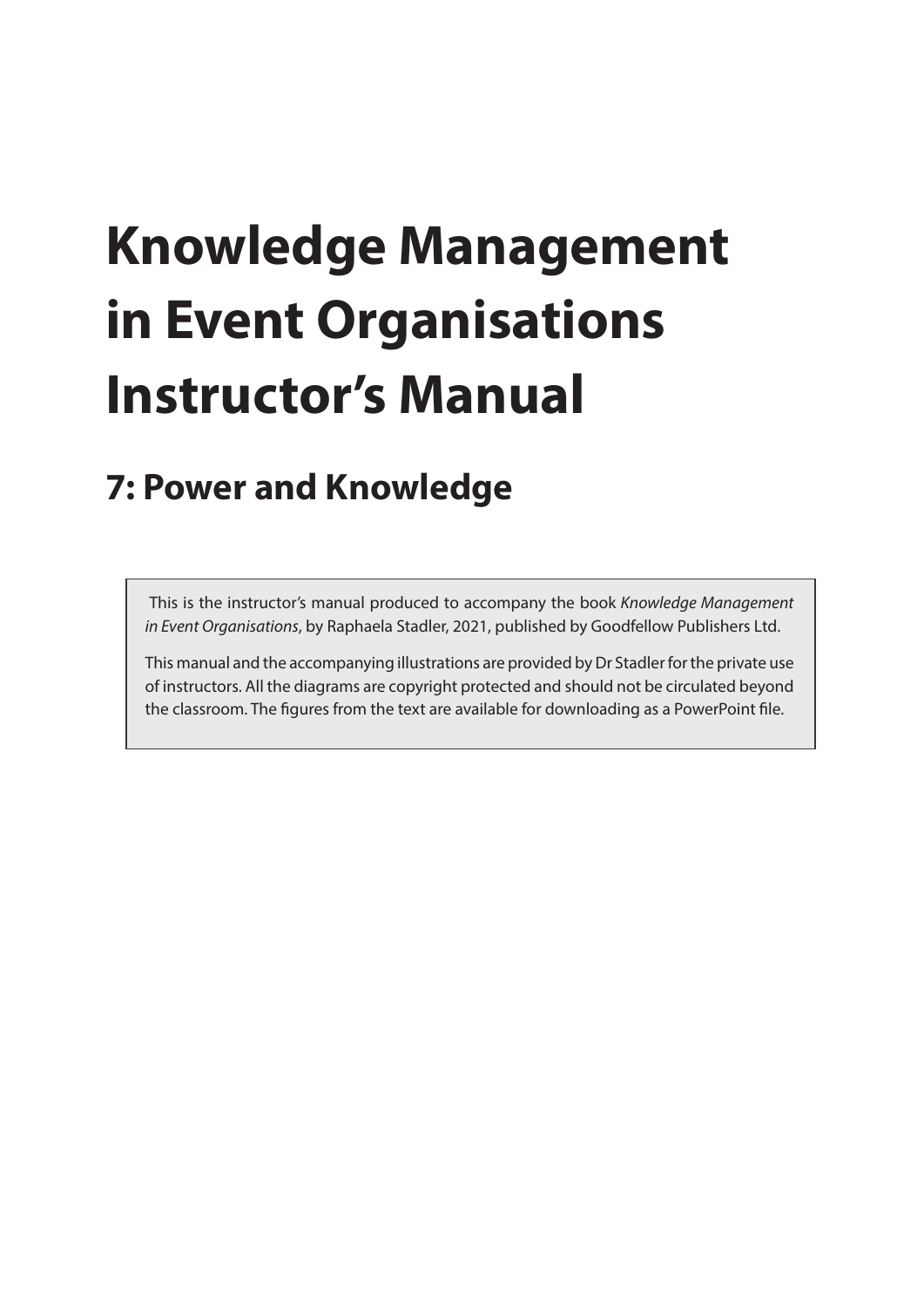# Knowledge Management in Event Organisations Instructor's Manual

## 7: Power and Knowledge

This is the instructor's manual produced to accompany the book *Knowledge Management in Event Organisations*, by Raphaela Stadler, 2021, published by Goodfellow Publishers Ltd.

This manual and the accompanying illustrations are provided by Dr Stadler for the private use of instructors. All the diagrams are copyright protected and should not be circulated beyond the classroom. The figures from the text are available for downloading as a PowerPoint file.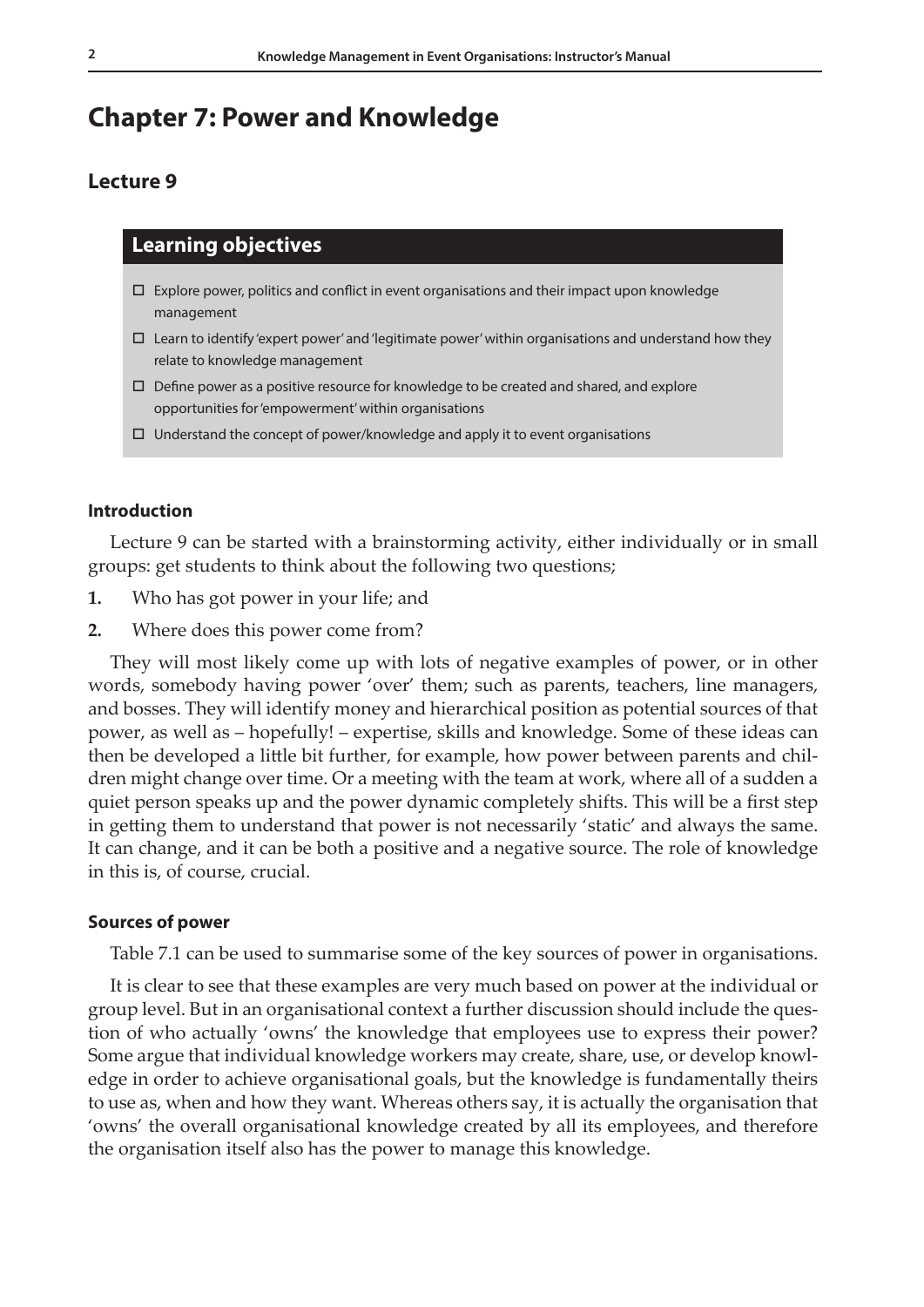# Chapter 7: Power and Knowledge

## Lecture 9

### Learning objectives

- ☐ Explore power, politics and conflict in event organisations and their impact upon knowledge management
- ☐ Learn to identify 'expert power' and 'legitimate power' within organisations and understand how they relate to knowledge management
- ☐ Define power as a positive resource for knowledge to be created and shared, and explore opportunities for 'empowerment' within organisations
- ☐ Understand the concept of power/knowledge and apply it to event organisations

#### Introduction

Lecture 9 can be started with a brainstorming activity, either individually or in small groups: get students to think about the following two questions;

1. Who has got power in your life; and
2. Where does this power come from?

They will most likely come up with lots of negative examples of power, or in other words, somebody having power 'over' them; such as parents, teachers, line managers, and bosses. They will identify money and hierarchical position as potential sources of that power, as well as – hopefully! – expertise, skills and knowledge. Some of these ideas can then be developed a little bit further, for example, how power between parents and children might change over time. Or a meeting with the team at work, where all of a sudden a quiet person speaks up and the power dynamic completely shifts. This will be a first step in getting them to understand that power is not necessarily 'static' and always the same. It can change, and it can be both a positive and a negative source. The role of knowledge in this is, of course, crucial.

#### Sources of power

Table 7.1 can be used to summarise some of the key sources of power in organisations.

It is clear to see that these examples are very much based on power at the individual or group level. But in an organisational context a further discussion should include the question of who actually 'owns' the knowledge that employees use to express their power? Some argue that individual knowledge workers may create, share, use, or develop knowledge in order to achieve organisational goals, but the knowledge is fundamentally theirs to use as, when and how they want. Whereas others say, it is actually the organisation that 'owns' the overall organisational knowledge created by all its employees, and therefore the organisation itself also has the power to manage this knowledge.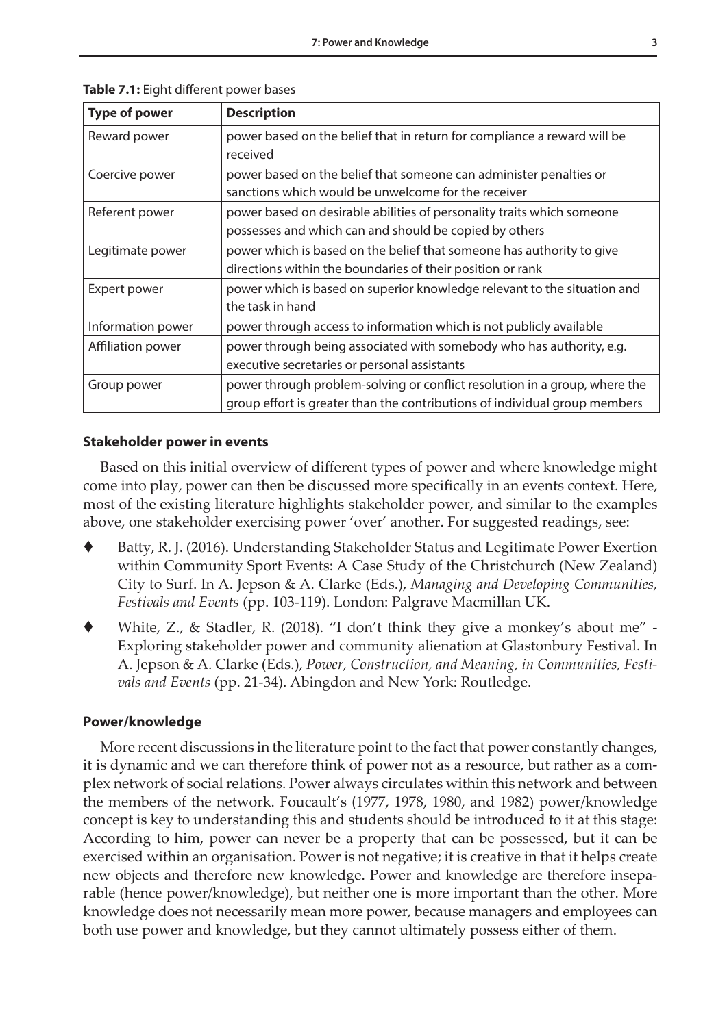**Table 7.1:** Eight different power bases

| Type of power | Description |
|---|---|
| Reward power | power based on the belief that in return for compliance a reward will be received |
| Coercive power | power based on the belief that someone can administer penalties or sanctions which would be unwelcome for the receiver |
| Referent power | power based on desirable abilities of personality traits which someone possesses and which can and should be copied by others |
| Legitimate power | power which is based on the belief that someone has authority to give directions within the boundaries of their position or rank |
| Expert power | power which is based on superior knowledge relevant to the situation and the task in hand |
| Information power | power through access to information which is not publicly available |
| Affiliation power | power through being associated with somebody who has authority, e.g. executive secretaries or personal assistants |
| Group power | power through problem-solving or conflict resolution in a group, where the group effort is greater than the contributions of individual group members |

### Stakeholder power in events

Based on this initial overview of different types of power and where knowledge might come into play, power can then be discussed more specifically in an events context. Here, most of the existing literature highlights stakeholder power, and similar to the examples above, one stakeholder exercising power 'over' another. For suggested readings, see:

- Batty, R. J. (2016). Understanding Stakeholder Status and Legitimate Power Exertion within Community Sport Events: A Case Study of the Christchurch (New Zealand) City to Surf. In A. Jepson & A. Clarke (Eds.), *Managing and Developing Communities, Festivals and Events* (pp. 103-119). London: Palgrave Macmillan UK.
- White, Z., & Stadler, R. (2018). "I don't think they give a monkey's about me" - Exploring stakeholder power and community alienation at Glastonbury Festival. In A. Jepson & A. Clarke (Eds.), *Power, Construction, and Meaning, in Communities, Festivals and Events* (pp. 21-34). Abingdon and New York: Routledge.

### Power/knowledge

More recent discussions in the literature point to the fact that power constantly changes, it is dynamic and we can therefore think of power not as a resource, but rather as a complex network of social relations. Power always circulates within this network and between the members of the network. Foucault's (1977, 1978, 1980, and 1982) power/knowledge concept is key to understanding this and students should be introduced to it at this stage: According to him, power can never be a property that can be possessed, but it can be exercised within an organisation. Power is not negative; it is creative in that it helps create new objects and therefore new knowledge. Power and knowledge are therefore inseparable (hence power/knowledge), but neither one is more important than the other. More knowledge does not necessarily mean more power, because managers and employees can both use power and knowledge, but they cannot ultimately possess either of them.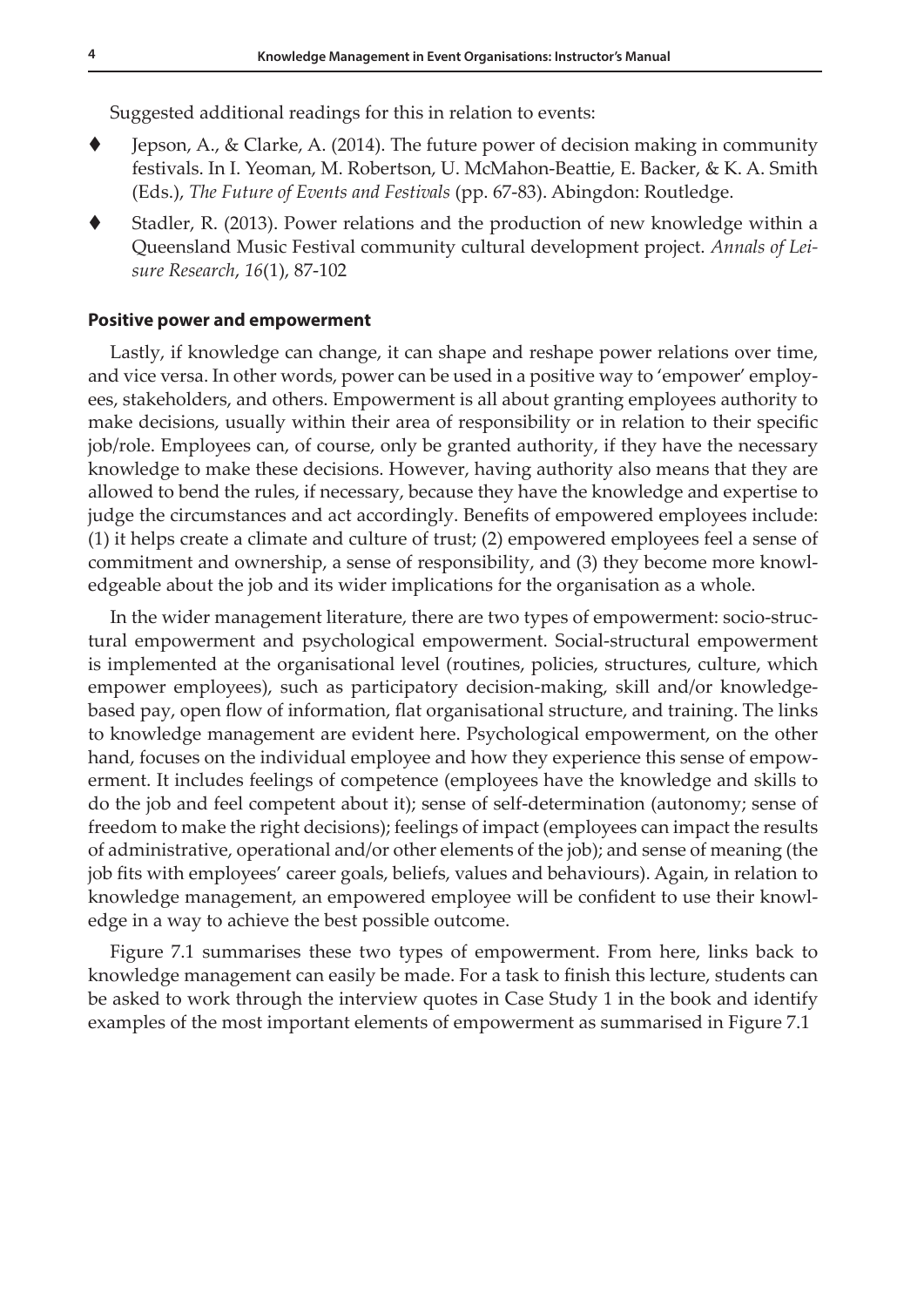Suggested additional readings for this in relation to events:

- Jepson, A., & Clarke, A. (2014). The future power of decision making in community festivals. In I. Yeoman, M. Robertson, U. McMahon-Beattie, E. Backer, & K. A. Smith (Eds.), *The Future of Events and Festivals* (pp. 67-83). Abingdon: Routledge.
- Stadler, R. (2013). Power relations and the production of new knowledge within a Queensland Music Festival community cultural development project. *Annals of Leisure Research*, *16*(1), 87-102

#### Positive power and empowerment

Lastly, if knowledge can change, it can shape and reshape power relations over time, and vice versa. In other words, power can be used in a positive way to 'empower' employees, stakeholders, and others. Empowerment is all about granting employees authority to make decisions, usually within their area of responsibility or in relation to their specific job/role. Employees can, of course, only be granted authority, if they have the necessary knowledge to make these decisions. However, having authority also means that they are allowed to bend the rules, if necessary, because they have the knowledge and expertise to judge the circumstances and act accordingly. Benefits of empowered employees include: (1) it helps create a climate and culture of trust; (2) empowered employees feel a sense of commitment and ownership, a sense of responsibility, and (3) they become more knowledgeable about the job and its wider implications for the organisation as a whole.

In the wider management literature, there are two types of empowerment: socio-structural empowerment and psychological empowerment. Social-structural empowerment is implemented at the organisational level (routines, policies, structures, culture, which empower employees), such as participatory decision-making, skill and/or knowledge-based pay, open flow of information, flat organisational structure, and training. The links to knowledge management are evident here. Psychological empowerment, on the other hand, focuses on the individual employee and how they experience this sense of empowerment. It includes feelings of competence (employees have the knowledge and skills to do the job and feel competent about it); sense of self-determination (autonomy; sense of freedom to make the right decisions); feelings of impact (employees can impact the results of administrative, operational and/or other elements of the job); and sense of meaning (the job fits with employees' career goals, beliefs, values and behaviours). Again, in relation to knowledge management, an empowered employee will be confident to use their knowledge in a way to achieve the best possible outcome.

Figure 7.1 summarises these two types of empowerment. From here, links back to knowledge management can easily be made. For a task to finish this lecture, students can be asked to work through the interview quotes in Case Study 1 in the book and identify examples of the most important elements of empowerment as summarised in Figure 7.1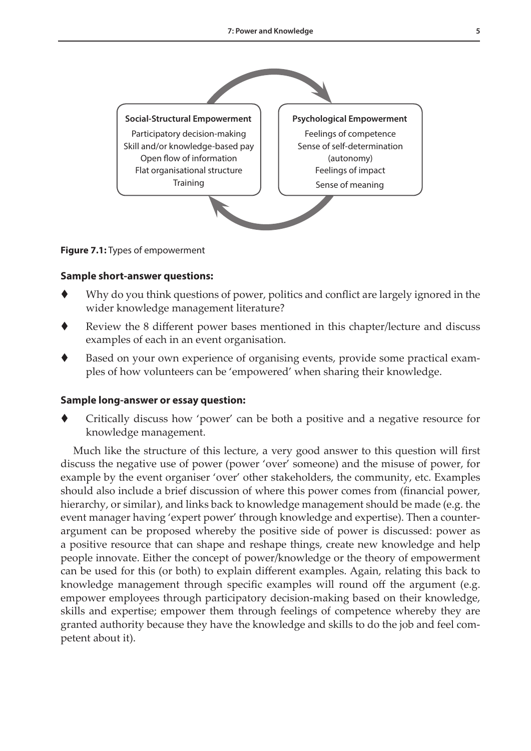Social-Structural Empowerment

Participatory decision-making
Skill and/or knowledge-based pay
Open flow of information
Flat organisational structure
Training

Psychological Empowerment

Feelings of competence
Sense of self-determination (autonomy)
Feelings of impact
Sense of meaning

**Figure 7.1:** Types of empowerment

### Sample short-answer questions:

- Why do you think questions of power, politics and conflict are largely ignored in the wider knowledge management literature?
- Review the 8 different power bases mentioned in this chapter/lecture and discuss examples of each in an event organisation.
- Based on your own experience of organising events, provide some practical examples of how volunteers can be 'empowered' when sharing their knowledge.

### Sample long-answer or essay question:

- Critically discuss how 'power' can be both a positive and a negative resource for knowledge management.

Much like the structure of this lecture, a very good answer to this question will first discuss the negative use of power (power 'over' someone) and the misuse of power, for example by the event organiser 'over' other stakeholders, the community, etc. Examples should also include a brief discussion of where this power comes from (financial power, hierarchy, or similar), and links back to knowledge management should be made (e.g. the event manager having 'expert power' through knowledge and expertise). Then a counter-argument can be proposed whereby the positive side of power is discussed: power as a positive resource that can shape and reshape things, create new knowledge and help people innovate. Either the concept of power/knowledge or the theory of empowerment can be used for this (or both) to explain different examples. Again, relating this back to knowledge management through specific examples will round off the argument (e.g. empower employees through participatory decision-making based on their knowledge, skills and expertise; empower them through feelings of competence whereby they are granted authority because they have the knowledge and skills to do the job and feel competent about it).